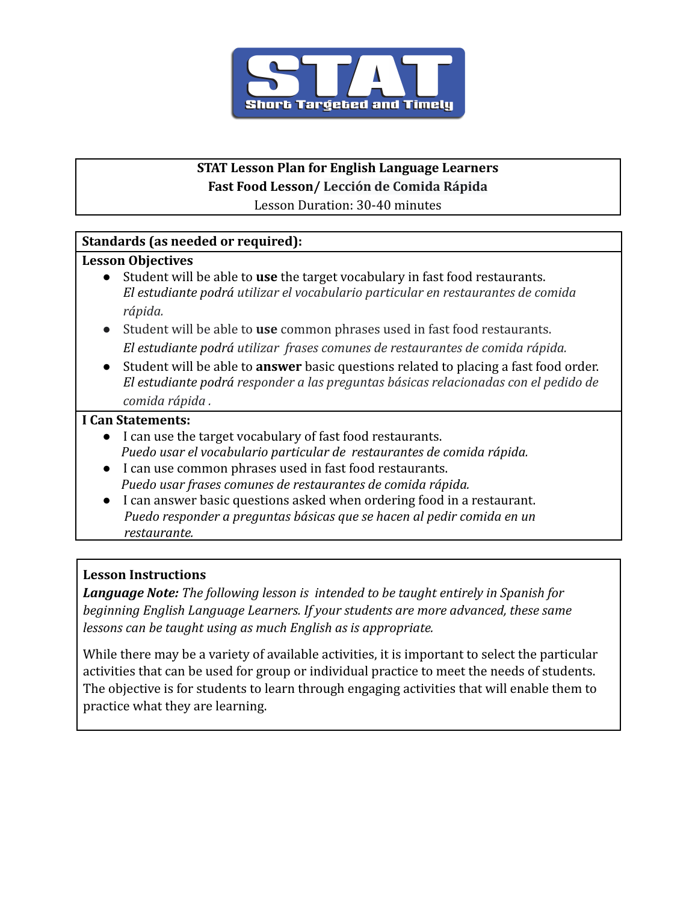STAT
Short Targeted and Timely

**STAT Lesson Plan for English Language Learners**
**Fast Food Lesson/ Lección de Comida Rápida**
Lesson Duration: 30-40 minutes

**Standards (as needed or required):**

**Lesson Objectives**

- Student will be able to **use** the target vocabulary in fast food restaurants.
  *El estudiante podrá utilizar el vocabulario particular en restaurantes de comida rápida.*
- Student will be able to **use** common phrases used in fast food restaurants.
  *El estudiante podrá utilizar frases comunes de restaurantes de comida rápida.*
- Student will be able to **answer** basic questions related to placing a fast food order.
  *El estudiante podrá responder a las preguntas básicas relacionadas con el pedido de comida rápida .*

**I Can Statements:**

- I can use the target vocabulary of fast food restaurants.
  *Puedo usar el vocabulario particular de restaurantes de comida rápida.*
- I can use common phrases used in fast food restaurants.
  *Puedo usar frases comunes de restaurantes de comida rápida.*
- I can answer basic questions asked when ordering food in a restaurant.
  *Puedo responder a preguntas básicas que se hacen al pedir comida en un restaurante.*

**Lesson Instructions**

***Language Note:*** *The following lesson is intended to be taught entirely in Spanish for beginning English Language Learners. If your students are more advanced, these same lessons can be taught using as much English as is appropriate.*

While there may be a variety of available activities, it is important to select the particular activities that can be used for group or individual practice to meet the needs of students. The objective is for students to learn through engaging activities that will enable them to practice what they are learning.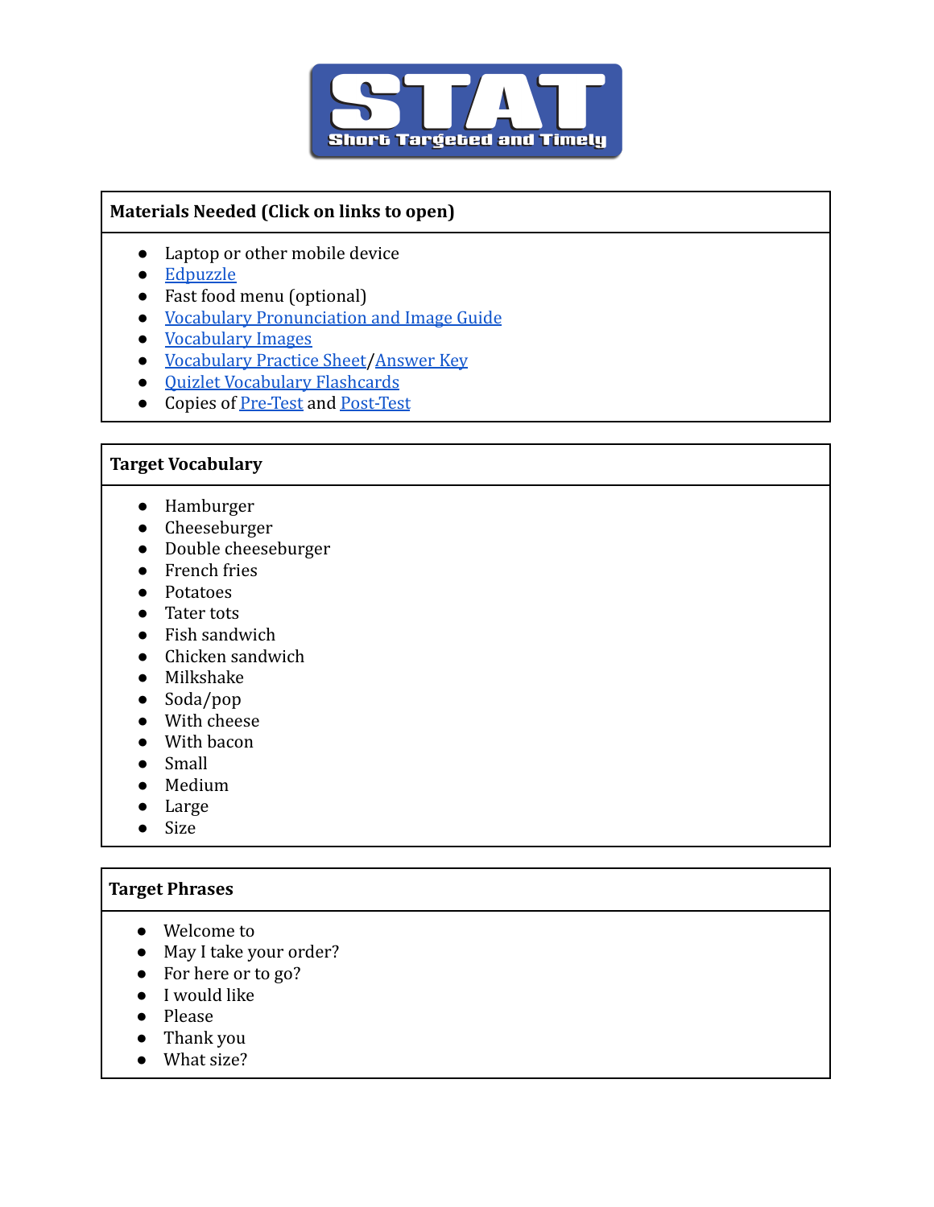# STAT

Short Targeted and Timely

## Materials Needed (Click on links to open)

- Laptop or other mobile device
- Edpuzzle
- Fast food menu (optional)
- Vocabulary Pronunciation and Image Guide
- Vocabulary Images
- Vocabulary Practice Sheet/Answer Key
- Quizlet Vocabulary Flashcards
- Copies of Pre-Test and Post-Test

## Target Vocabulary

- Hamburger
- Cheeseburger
- Double cheeseburger
- French fries
- Potatoes
- Tater tots
- Fish sandwich
- Chicken sandwich
- Milkshake
- Soda/pop
- With cheese
- With bacon
- Small
- Medium
- Large
- Size

## Target Phrases

- Welcome to
- May I take your order?
- For here or to go?
- I would like
- Please
- Thank you
- What size?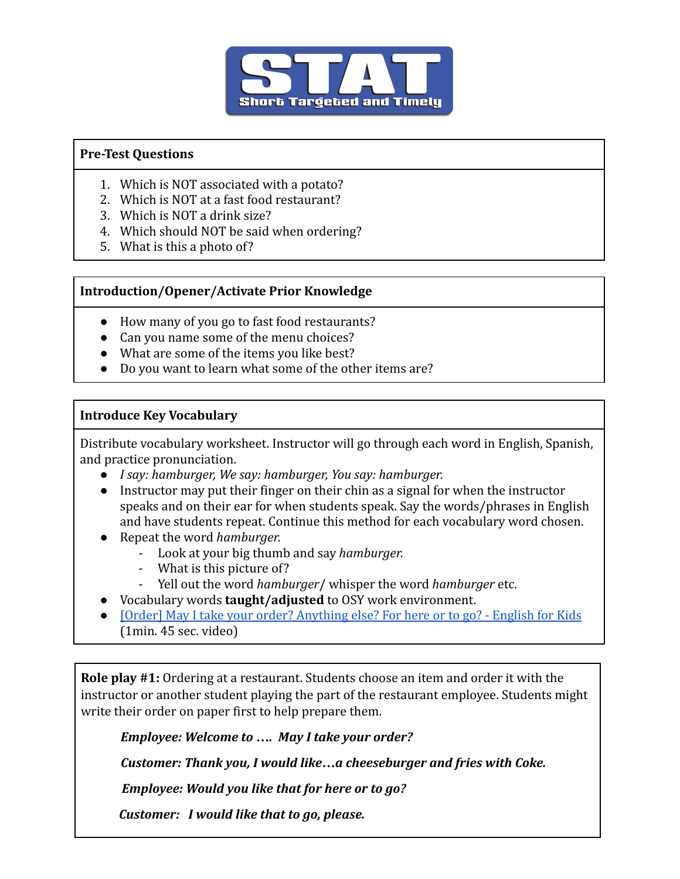**STAT**

**Short Targeted and Timely**

**Pre-Test Questions**

1. Which is NOT associated with a potato?
2. Which is NOT at a fast food restaurant?
3. Which is NOT a drink size?
4. Which should NOT be said when ordering?
5. What is this a photo of?

**Introduction/Opener/Activate Prior Knowledge**

- How many of you go to fast food restaurants?
- Can you name some of the menu choices?
- What are some of the items you like best?
- Do you want to learn what some of the other items are?

**Introduce Key Vocabulary**

Distribute vocabulary worksheet. Instructor will go through each word in English, Spanish, and practice pronunciation.

- *I say: hamburger, We say: hamburger, You say: hamburger.*
- Instructor may put their finger on their chin as a signal for when the instructor speaks and on their ear for when students speak. Say the words/phrases in English and have students repeat. Continue this method for each vocabulary word chosen.
- Repeat the word *hamburger.*
    - Look at your big thumb and say *hamburger.*
    - What is this picture of?
    - Yell out the word *hamburger*/ whisper the word *hamburger* etc.
- Vocabulary words **taught/adjusted** to OSY work environment.
- [Order] May I take your order? Anything else? For here or to go? - English for Kids (1min. 45 sec. video)

**Role play #1:** Ordering at a restaurant. Students choose an item and order it with the instructor or another student playing the part of the restaurant employee. Students might write their order on paper first to help prepare them.

> ***Employee: Welcome to …. May I take your order?***
>
> ***Customer: Thank you, I would like…a cheeseburger and fries with Coke.***
>
> ***Employee: Would you like that for here or to go?***
>
> ***Customer: I would like that to go, please.***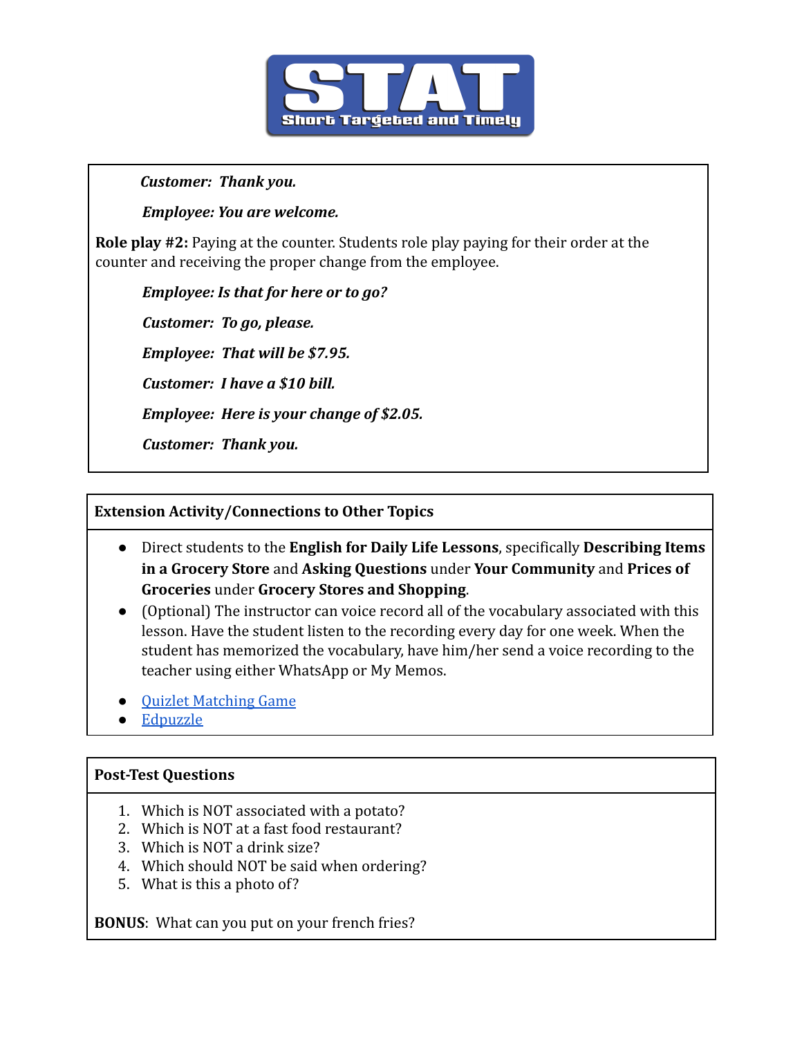*Customer: Thank you.*

*Employee: You are welcome.*

**Role play #2:** Paying at the counter. Students role play paying for their order at the counter and receiving the proper change from the employee.

*Employee: Is that for here or to go?*

*Customer: To go, please.*

*Employee: That will be $7.95.*

*Customer: I have a $10 bill.*

*Employee: Here is your change of $2.05.*

*Customer: Thank you.*

**Extension Activity/Connections to Other Topics**

- Direct students to the **English for Daily Life Lessons**, specifically **Describing Items in a Grocery Store** and **Asking Questions** under **Your Community** and **Prices of Groceries** under **Grocery Stores and Shopping**.
- (Optional) The instructor can voice record all of the vocabulary associated with this lesson. Have the student listen to the recording every day for one week. When the student has memorized the vocabulary, have him/her send a voice recording to the teacher using either WhatsApp or My Memos.
- Quizlet Matching Game
- Edpuzzle

**Post-Test Questions**

1. Which is NOT associated with a potato?
2. Which is NOT at a fast food restaurant?
3. Which is NOT a drink size?
4. Which should NOT be said when ordering?
5. What is this a photo of?

**BONUS**: What can you put on your french fries?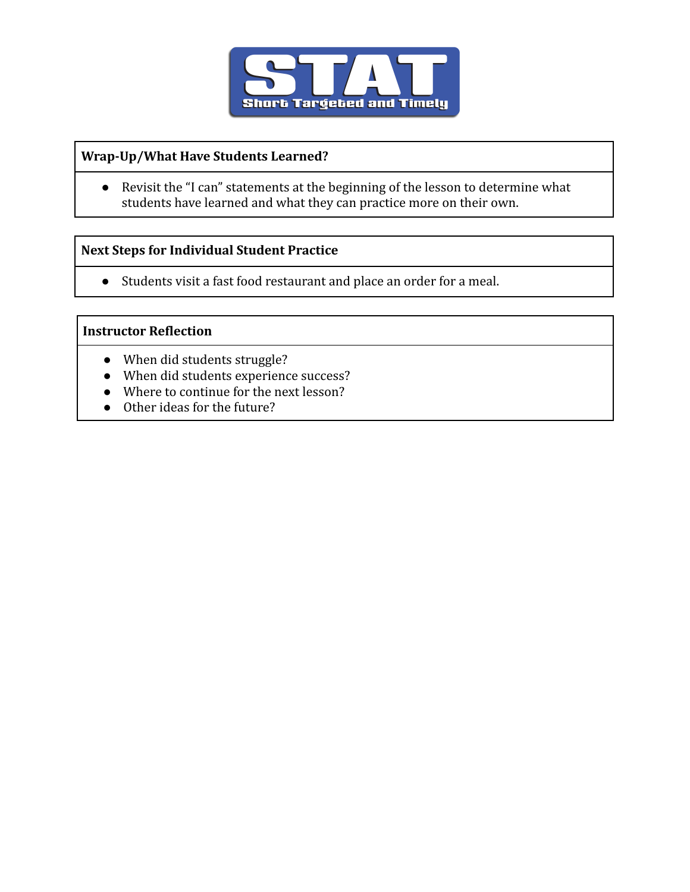## Wrap-Up/What Have Students Learned?

- Revisit the "I can" statements at the beginning of the lesson to determine what students have learned and what they can practice more on their own.

## Next Steps for Individual Student Practice

- Students visit a fast food restaurant and place an order for a meal.

## Instructor Reflection

- When did students struggle?
- When did students experience success?
- Where to continue for the next lesson?
- Other ideas for the future?